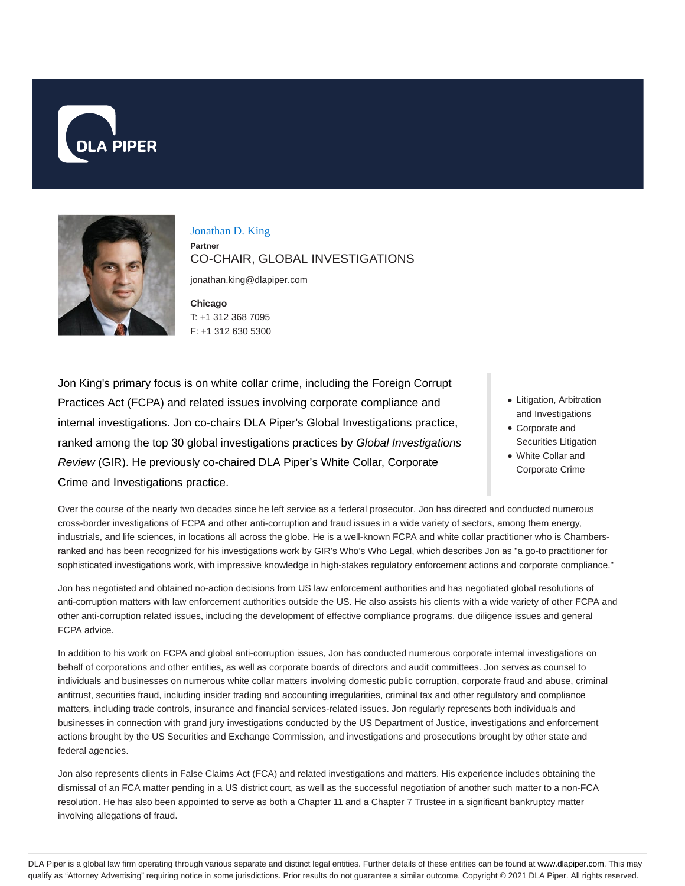DLA PIPER

# Jonathan D. King

**Partner**

CO-CHAIR, GLOBAL INVESTIGATIONS

jonathan.king@dlapiper.com

**Chicago**

T: +1 312 368 7095

F: +1 312 630 5300

Jon King's primary focus is on white collar crime, including the Foreign Corrupt Practices Act (FCPA) and related issues involving corporate compliance and internal investigations. Jon co-chairs DLA Piper's Global Investigations practice, ranked among the top 30 global investigations practices by *Global Investigations Review* (GIR). He previously co-chaired DLA Piper's White Collar, Corporate Crime and Investigations practice.

- Litigation, Arbitration and Investigations
- Corporate and Securities Litigation
- White Collar and Corporate Crime

Over the course of the nearly two decades since he left service as a federal prosecutor, Jon has directed and conducted numerous cross-border investigations of FCPA and other anti-corruption and fraud issues in a wide variety of sectors, among them energy, industrials, and life sciences, in locations all across the globe. He is a well-known FCPA and white collar practitioner who is Chambers-ranked and has been recognized for his investigations work by GIR's Who's Who Legal, which describes Jon as "a go-to practitioner for sophisticated investigations work, with impressive knowledge in high-stakes regulatory enforcement actions and corporate compliance."

Jon has negotiated and obtained no-action decisions from US law enforcement authorities and has negotiated global resolutions of anti-corruption matters with law enforcement authorities outside the US. He also assists his clients with a wide variety of other FCPA and other anti-corruption related issues, including the development of effective compliance programs, due diligence issues and general FCPA advice.

In addition to his work on FCPA and global anti-corruption issues, Jon has conducted numerous corporate internal investigations on behalf of corporations and other entities, as well as corporate boards of directors and audit committees. Jon serves as counsel to individuals and businesses on numerous white collar matters involving domestic public corruption, corporate fraud and abuse, criminal antitrust, securities fraud, including insider trading and accounting irregularities, criminal tax and other regulatory and compliance matters, including trade controls, insurance and financial services-related issues. Jon regularly represents both individuals and businesses in connection with grand jury investigations conducted by the US Department of Justice, investigations and enforcement actions brought by the US Securities and Exchange Commission, and investigations and prosecutions brought by other state and federal agencies.

Jon also represents clients in False Claims Act (FCA) and related investigations and matters. His experience includes obtaining the dismissal of an FCA matter pending in a US district court, as well as the successful negotiation of another such matter to a non-FCA resolution. He has also been appointed to serve as both a Chapter 11 and a Chapter 7 Trustee in a significant bankruptcy matter involving allegations of fraud.

DLA Piper is a global law firm operating through various separate and distinct legal entities. Further details of these entities can be found at www.dlapiper.com. This may qualify as "Attorney Advertising" requiring notice in some jurisdictions. Prior results do not guarantee a similar outcome. Copyright © 2021 DLA Piper. All rights reserved.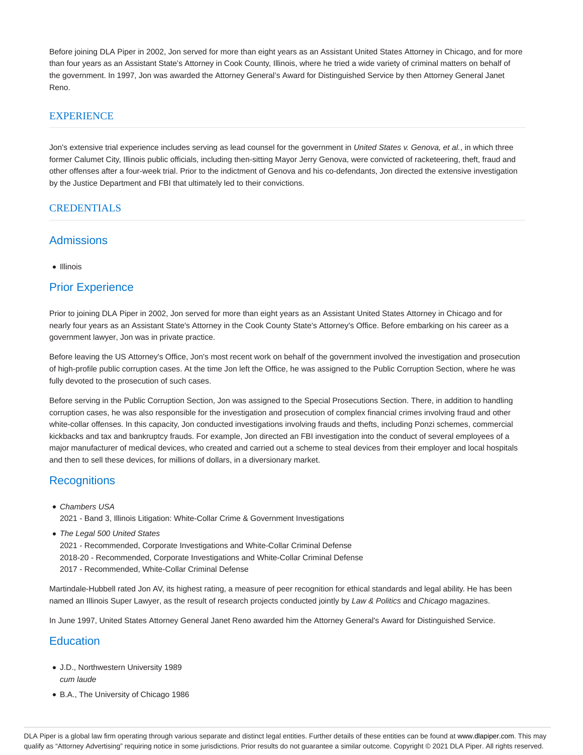Before joining DLA Piper in 2002, Jon served for more than eight years as an Assistant United States Attorney in Chicago, and for more than four years as an Assistant State's Attorney in Cook County, Illinois, where he tried a wide variety of criminal matters on behalf of the government. In 1997, Jon was awarded the Attorney General's Award for Distinguished Service by then Attorney General Janet Reno.

## EXPERIENCE

Jon's extensive trial experience includes serving as lead counsel for the government in *United States v. Genova, et al.*, in which three former Calumet City, Illinois public officials, including then-sitting Mayor Jerry Genova, were convicted of racketeering, theft, fraud and other offenses after a four-week trial. Prior to the indictment of Genova and his co-defendants, Jon directed the extensive investigation by the Justice Department and FBI that ultimately led to their convictions.

## CREDENTIALS

### Admissions

- Illinois

### Prior Experience

Prior to joining DLA Piper in 2002, Jon served for more than eight years as an Assistant United States Attorney in Chicago and for nearly four years as an Assistant State's Attorney in the Cook County State's Attorney's Office. Before embarking on his career as a government lawyer, Jon was in private practice.

Before leaving the US Attorney's Office, Jon's most recent work on behalf of the government involved the investigation and prosecution of high-profile public corruption cases. At the time Jon left the Office, he was assigned to the Public Corruption Section, where he was fully devoted to the prosecution of such cases.

Before serving in the Public Corruption Section, Jon was assigned to the Special Prosecutions Section. There, in addition to handling corruption cases, he was also responsible for the investigation and prosecution of complex financial crimes involving fraud and other white-collar offenses. In this capacity, Jon conducted investigations involving frauds and thefts, including Ponzi schemes, commercial kickbacks and tax and bankruptcy frauds. For example, Jon directed an FBI investigation into the conduct of several employees of a major manufacturer of medical devices, who created and carried out a scheme to steal devices from their employer and local hospitals and then to sell these devices, for millions of dollars, in a diversionary market.

### Recognitions

- *Chambers USA*
  2021 - Band 3, Illinois Litigation: White-Collar Crime & Government Investigations
- *The Legal 500 United States*
  2021 - Recommended, Corporate Investigations and White-Collar Criminal Defense
  2018-20 - Recommended, Corporate Investigations and White-Collar Criminal Defense
  2017 - Recommended, White-Collar Criminal Defense

Martindale-Hubbell rated Jon AV, its highest rating, a measure of peer recognition for ethical standards and legal ability. He has been named an Illinois Super Lawyer, as the result of research projects conducted jointly by *Law & Politics* and *Chicago* magazines.

In June 1997, United States Attorney General Janet Reno awarded him the Attorney General's Award for Distinguished Service.

### Education

- J.D., Northwestern University 1989
  *cum laude*
- B.A., The University of Chicago 1986

DLA Piper is a global law firm operating through various separate and distinct legal entities. Further details of these entities can be found at www.dlapiper.com. This may qualify as "Attorney Advertising" requiring notice in some jurisdictions. Prior results do not guarantee a similar outcome. Copyright © 2021 DLA Piper. All rights reserved.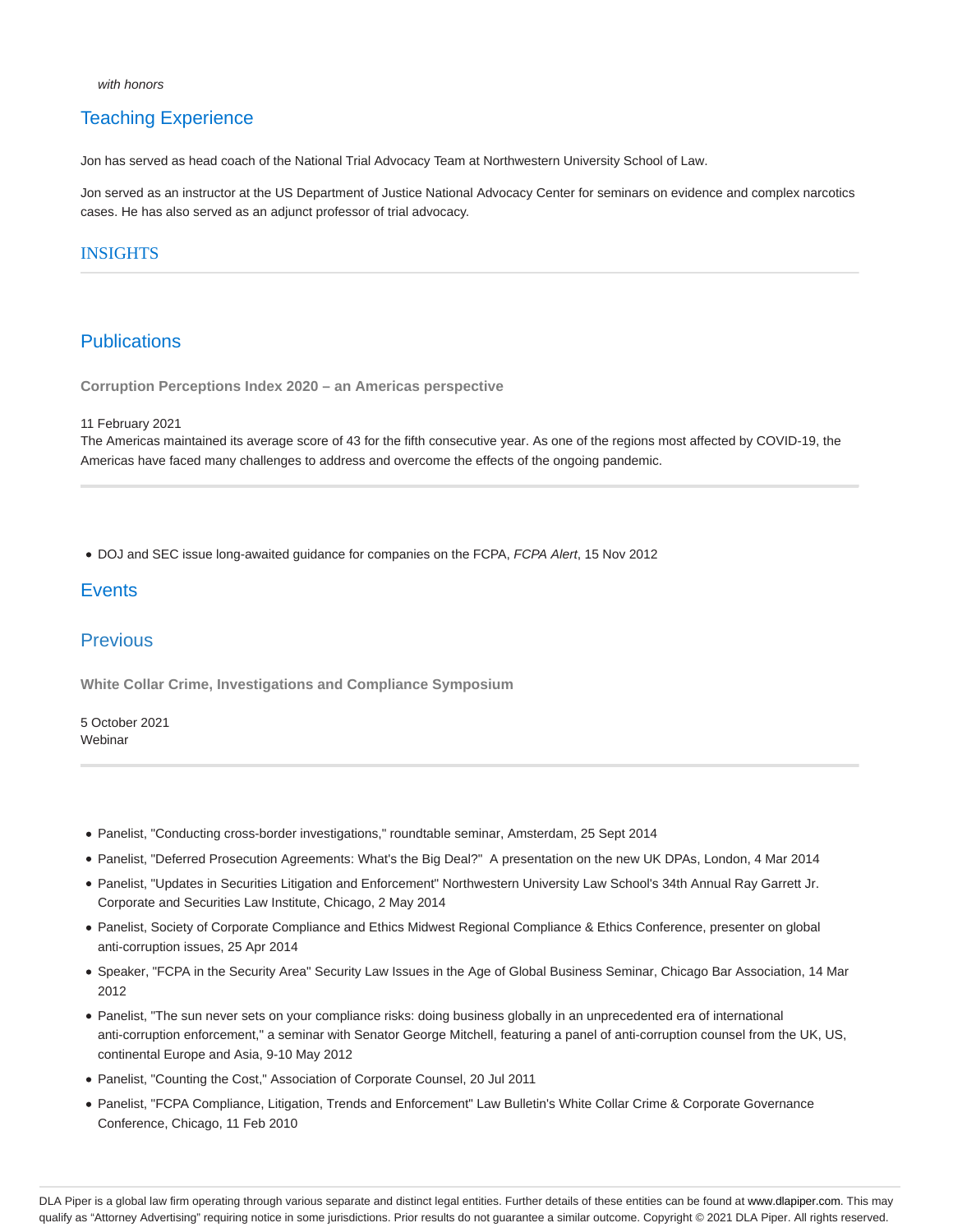*with honors*

## Teaching Experience

Jon has served as head coach of the National Trial Advocacy Team at Northwestern University School of Law.

Jon served as an instructor at the US Department of Justice National Advocacy Center for seminars on evidence and complex narcotics cases. He has also served as an adjunct professor of trial advocacy.

## INSIGHTS

## Publications

**Corruption Perceptions Index 2020 – an Americas perspective**

11 February 2021
The Americas maintained its average score of 43 for the fifth consecutive year. As one of the regions most affected by COVID-19, the Americas have faced many challenges to address and overcome the effects of the ongoing pandemic.

- DOJ and SEC issue long-awaited guidance for companies on the FCPA, *FCPA Alert*, 15 Nov 2012

## Events

## Previous

**White Collar Crime, Investigations and Compliance Symposium**

5 October 2021
Webinar

- Panelist, "Conducting cross-border investigations," roundtable seminar, Amsterdam, 25 Sept 2014
- Panelist, "Deferred Prosecution Agreements: What's the Big Deal?" A presentation on the new UK DPAs, London, 4 Mar 2014
- Panelist, "Updates in Securities Litigation and Enforcement" Northwestern University Law School's 34th Annual Ray Garrett Jr. Corporate and Securities Law Institute, Chicago, 2 May 2014
- Panelist, Society of Corporate Compliance and Ethics Midwest Regional Compliance & Ethics Conference, presenter on global anti-corruption issues, 25 Apr 2014
- Speaker, "FCPA in the Security Area" Security Law Issues in the Age of Global Business Seminar, Chicago Bar Association, 14 Mar 2012
- Panelist, "The sun never sets on your compliance risks: doing business globally in an unprecedented era of international anti-corruption enforcement," a seminar with Senator George Mitchell, featuring a panel of anti-corruption counsel from the UK, US, continental Europe and Asia, 9-10 May 2012
- Panelist, "Counting the Cost," Association of Corporate Counsel, 20 Jul 2011
- Panelist, "FCPA Compliance, Litigation, Trends and Enforcement" Law Bulletin's White Collar Crime & Corporate Governance Conference, Chicago, 11 Feb 2010

DLA Piper is a global law firm operating through various separate and distinct legal entities. Further details of these entities can be found at www.dlapiper.com. This may qualify as "Attorney Advertising" requiring notice in some jurisdictions. Prior results do not guarantee a similar outcome. Copyright © 2021 DLA Piper. All rights reserved.